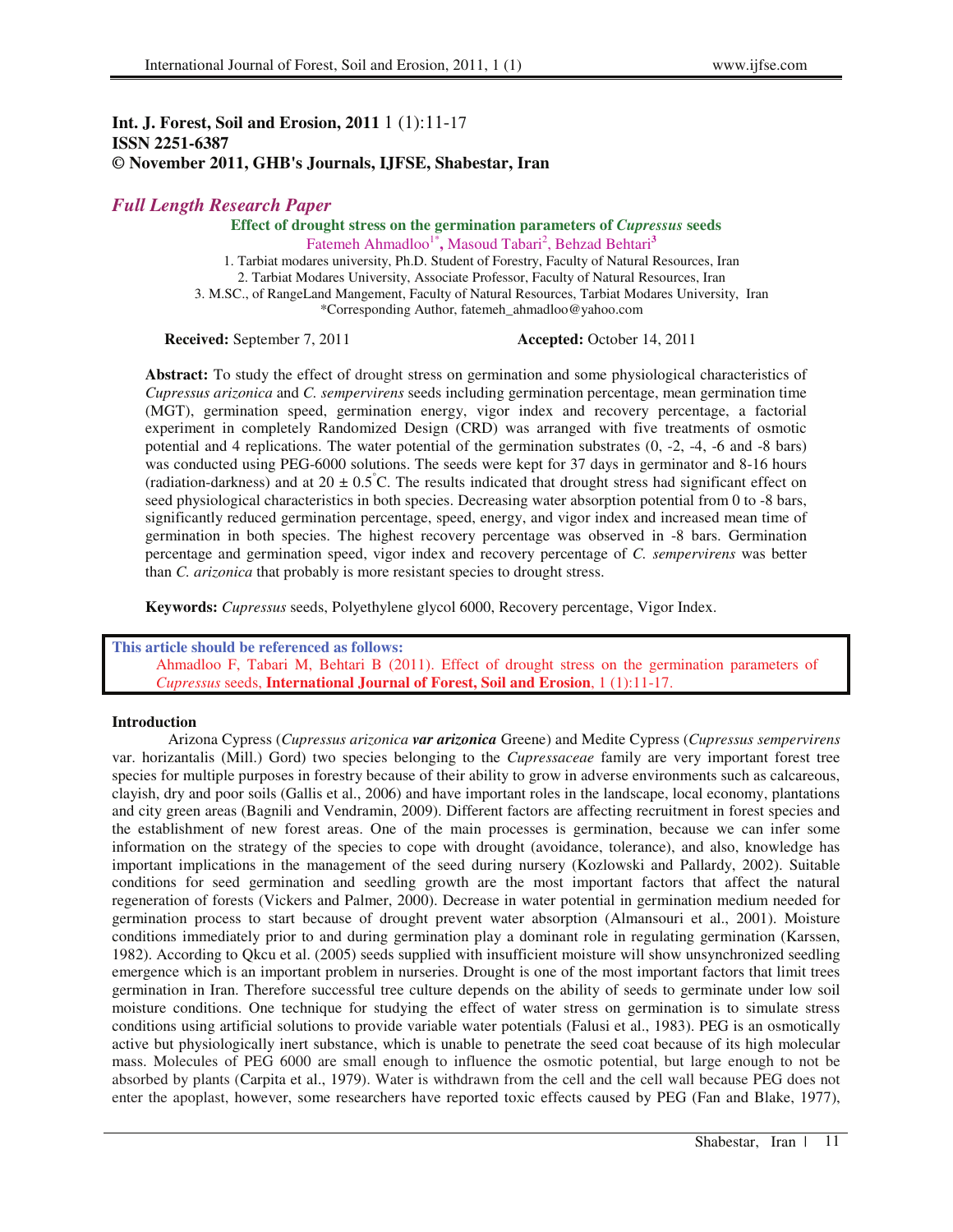**Int. J. Forest, Soil and Erosion, 2011** 1 (1):11-17
**ISSN 2251-6387**
**© November 2011, GHB's Journals, IJFSE, Shabestar, Iran**

*Full Length Research Paper*

## Effect of drought stress on the germination parameters of *Cupressus* seeds

Fatemeh Ahmadloo[1*], Masoud Tabari[2], Behzad Behtari[3]

1. Tarbiat modares university, Ph.D. Student of Forestry, Faculty of Natural Resources, Iran
2. Tarbiat Modares University, Associate Professor, Faculty of Natural Resources, Iran
3. M.SC., of RangeLand Mangement, Faculty of Natural Resources, Tarbiat Modares University, Iran

*Corresponding Author, fatemeh_ahmadloo@yahoo.com

**Received:** September 7, 2011 **Accepted:** October 14, 2011

**Abstract:** To study the effect of drought stress on germination and some physiological characteristics of *Cupressus arizonica* and *C. sempervirens* seeds including germination percentage, mean germination time (MGT), germination speed, germination energy, vigor index and recovery percentage, a factorial experiment in completely Randomized Design (CRD) was arranged with five treatments of osmotic potential and 4 replications. The water potential of the germination substrates (0, -2, -4, -6 and -8 bars) was conducted using PEG-6000 solutions. The seeds were kept for 37 days in germinator and 8-16 hours (radiation-darkness) and at 20 ± 0.5°C. The results indicated that drought stress had significant effect on seed physiological characteristics in both species. Decreasing water absorption potential from 0 to -8 bars, significantly reduced germination percentage, speed, energy, and vigor index and increased mean time of germination in both species. The highest recovery percentage was observed in -8 bars. Germination percentage and germination speed, vigor index and recovery percentage of *C. sempervirens* was better than *C. arizonica* that probably is more resistant species to drought stress.

**Keywords:** *Cupressus* seeds, Polyethylene glycol 6000, Recovery percentage, Vigor Index.

**This article should be referenced as follows:**
Ahmadloo F, Tabari M, Behtari B (2011). Effect of drought stress on the germination parameters of *Cupressus* seeds, **International Journal of Forest, Soil and Erosion**, 1 (1):11-17.

### Introduction

Arizona Cypress (*Cupressus arizonica* ***var arizonica*** Greene) and Medite Cypress (*Cupressus sempervirens* var. horizantalis (Mill.) Gord) two species belonging to the *Cupressaceae* family are very important forest tree species for multiple purposes in forestry because of their ability to grow in adverse environments such as calcareous, clayish, dry and poor soils (Gallis et al., 2006) and have important roles in the landscape, local economy, plantations and city green areas (Bagnili and Vendramin, 2009). Different factors are affecting recruitment in forest species and the establishment of new forest areas. One of the main processes is germination, because we can infer some information on the strategy of the species to cope with drought (avoidance, tolerance), and also, knowledge has important implications in the management of the seed during nursery (Kozlowski and Pallardy, 2002). Suitable conditions for seed germination and seedling growth are the most important factors that affect the natural regeneration of forests (Vickers and Palmer, 2000). Decrease in water potential in germination medium needed for germination process to start because of drought prevent water absorption (Almansouri et al., 2001). Moisture conditions immediately prior to and during germination play a dominant role in regulating germination (Karssen, 1982). According to Qkcu et al. (2005) seeds supplied with insufficient moisture will show unsynchronized seedling emergence which is an important problem in nurseries. Drought is one of the most important factors that limit trees germination in Iran. Therefore successful tree culture depends on the ability of seeds to germinate under low soil moisture conditions. One technique for studying the effect of water stress on germination is to simulate stress conditions using artificial solutions to provide variable water potentials (Falusi et al., 1983). PEG is an osmotically active but physiologically inert substance, which is unable to penetrate the seed coat because of its high molecular mass. Molecules of PEG 6000 are small enough to influence the osmotic potential, but large enough to not be absorbed by plants (Carpita et al., 1979). Water is withdrawn from the cell and the cell wall because PEG does not enter the apoplast, however, some researchers have reported toxic effects caused by PEG (Fan and Blake, 1977),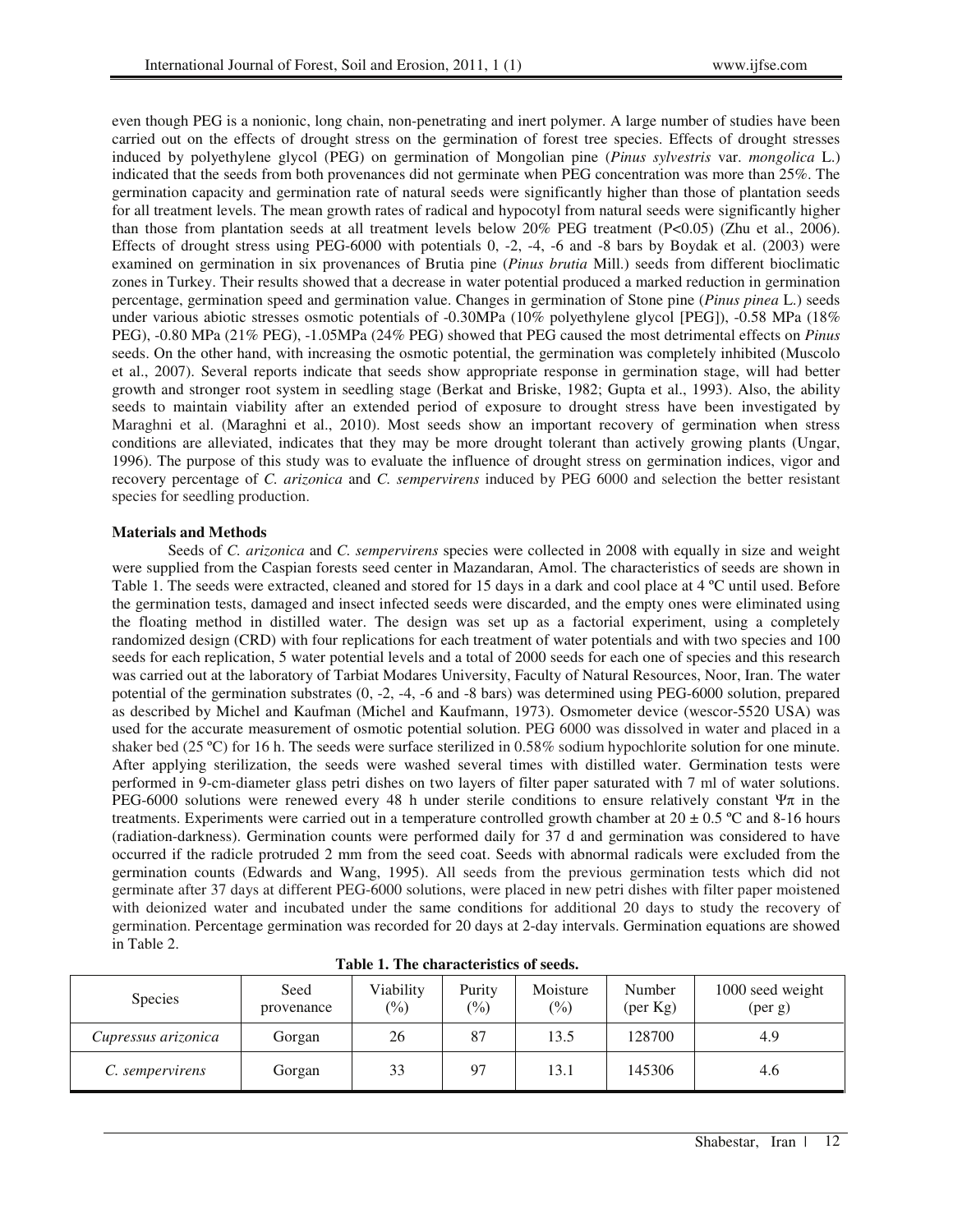even though PEG is a nonionic, long chain, non-penetrating and inert polymer. A large number of studies have been carried out on the effects of drought stress on the germination of forest tree species. Effects of drought stresses induced by polyethylene glycol (PEG) on germination of Mongolian pine (*Pinus sylvestris* var. *mongolica* L.) indicated that the seeds from both provenances did not germinate when PEG concentration was more than 25%. The germination capacity and germination rate of natural seeds were significantly higher than those of plantation seeds for all treatment levels. The mean growth rates of radical and hypocotyl from natural seeds were significantly higher than those from plantation seeds at all treatment levels below 20% PEG treatment ($P<0.05$) (Zhu et al., 2006). Effects of drought stress using PEG-6000 with potentials 0, -2, -4, -6 and -8 bars by Boydak et al. (2003) were examined on germination in six provenances of Brutia pine (*Pinus brutia* Mill.) seeds from different bioclimatic zones in Turkey. Their results showed that a decrease in water potential produced a marked reduction in germination percentage, germination speed and germination value. Changes in germination of Stone pine (*Pinus pinea* L.) seeds under various abiotic stresses osmotic potentials of -0.30MPa (10% polyethylene glycol [PEG]), -0.58 MPa (18% PEG), -0.80 MPa (21% PEG), -1.05MPa (24% PEG) showed that PEG caused the most detrimental effects on *Pinus* seeds. On the other hand, with increasing the osmotic potential, the germination was completely inhibited (Muscolo et al., 2007). Several reports indicate that seeds show appropriate response in germination stage, will had better growth and stronger root system in seedling stage (Berkat and Briske, 1982; Gupta et al., 1993). Also, the ability seeds to maintain viability after an extended period of exposure to drought stress have been investigated by Maraghni et al. (Maraghni et al., 2010). Most seeds show an important recovery of germination when stress conditions are alleviated, indicates that they may be more drought tolerant than actively growing plants (Ungar, 1996). The purpose of this study was to evaluate the influence of drought stress on germination indices, vigor and recovery percentage of *C. arizonica* and *C. sempervirens* induced by PEG 6000 and selection the better resistant species for seedling production.

**Materials and Methods**

Seeds of *C. arizonica* and *C. sempervirens* species were collected in 2008 with equally in size and weight were supplied from the Caspian forests seed center in Mazandaran, Amol. The characteristics of seeds are shown in Table 1. The seeds were extracted, cleaned and stored for 15 days in a dark and cool place at 4 ºC until used. Before the germination tests, damaged and insect infected seeds were discarded, and the empty ones were eliminated using the floating method in distilled water. The design was set up as a factorial experiment, using a completely randomized design (CRD) with four replications for each treatment of water potentials and with two species and 100 seeds for each replication, 5 water potential levels and a total of 2000 seeds for each one of species and this research was carried out at the laboratory of Tarbiat Modares University, Faculty of Natural Resources, Noor, Iran. The water potential of the germination substrates (0, -2, -4, -6 and -8 bars) was determined using PEG-6000 solution, prepared as described by Michel and Kaufman (Michel and Kaufmann, 1973). Osmometer device (wescor-5520 USA) was used for the accurate measurement of osmotic potential solution. PEG 6000 was dissolved in water and placed in a shaker bed (25 ºC) for 16 h. The seeds were surface sterilized in 0.58% sodium hypochlorite solution for one minute. After applying sterilization, the seeds were washed several times with distilled water. Germination tests were performed in 9-cm-diameter glass petri dishes on two layers of filter paper saturated with 7 ml of water solutions. PEG-6000 solutions were renewed every 48 h under sterile conditions to ensure relatively constant $\Psi\pi$ in the treatments. Experiments were carried out in a temperature controlled growth chamber at $20 \pm 0.5$ ºC and 8-16 hours (radiation-darkness). Germination counts were performed daily for 37 d and germination was considered to have occurred if the radicle protruded 2 mm from the seed coat. Seeds with abnormal radicals were excluded from the germination counts (Edwards and Wang, 1995). All seeds from the previous germination tests which did not germinate after 37 days at different PEG-6000 solutions, were placed in new petri dishes with filter paper moistened with deionized water and incubated under the same conditions for additional 20 days to study the recovery of germination. Percentage germination was recorded for 20 days at 2-day intervals. Germination equations are showed in Table 2.

**Table 1. The characteristics of seeds.**

| Species | Seed provenance | Viability (%) | Purity (%) | Moisture (%) | Number (per Kg) | 1000 seed weight (per g) |
|---|---|---|---|---|---|---|
| *Cupressus arizonica* | Gorgan | 26 | 87 | 13.5 | 128700 | 4.9 |
| *C. sempervirens* | Gorgan | 33 | 97 | 13.1 | 145306 | 4.6 |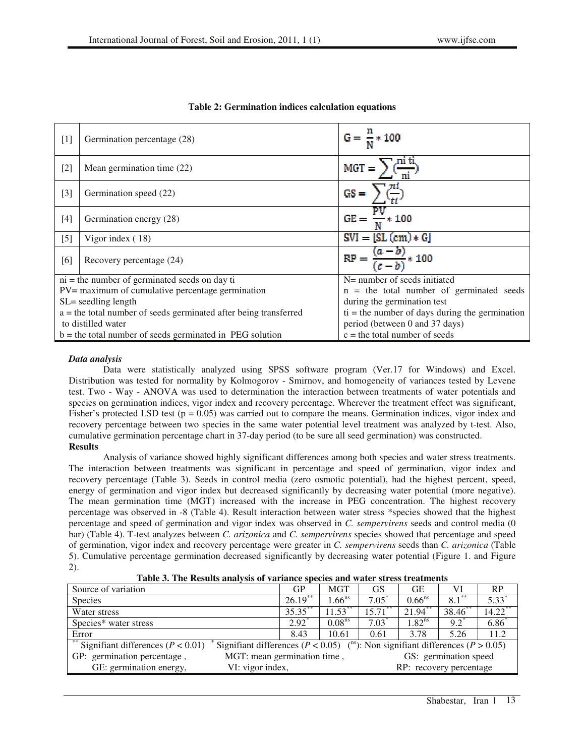**Table 2: Germination indices calculation equations**

| | | |
|---|---|---|
| [1] | Germination percentage (28) | $G = \frac{n}{N} * 100$ |
| [2] | Mean germination time (22) | $MGT = \sum(\frac{ni\ ti}{ni})$ |
| [3] | Germination speed (22) | $GS = \sum(\frac{ni}{ti})$ |
| [4] | Germination energy (28) | $GE = \frac{PV}{N} * 100$ |
| [5] | Vigor index ( 18) | $SVI = [SL\ (cm) * G]$ |
| [6] | Recovery percentage (24) | $RP = \frac{(a-b)}{(c-b)} * 100$ |
| ni = the number of germinated seeds on day ti<br>PV= maximum of cumulative percentage germination<br>SL= seedling length<br>a = the total number of seeds germinated after being transferred to distilled water<br>b = the total number of seeds germinated in PEG solution | | N= number of seeds initiated<br>n = the total number of germinated seeds during the germination test<br>ti = the number of days during the germination period (between 0 and 37 days)<br>c = the total number of seeds |

***Data analysis***

Data were statistically analyzed using SPSS software program (Ver.17 for Windows) and Excel. Distribution was tested for normality by Kolmogorov - Smirnov, and homogeneity of variances tested by Levene test. Two - Way - ANOVA was used to determination the interaction between treatments of water potentials and species on germination indices, vigor index and recovery percentage. Wherever the treatment effect was significant, Fisher's protected LSD test ($p = 0.05$) was carried out to compare the means. Germination indices, vigor index and recovery percentage between two species in the same water potential level treatment was analyzed by t-test. Also, cumulative germination percentage chart in 37-day period (to be sure all seed germination) was constructed.

**Results**

Analysis of variance showed highly significant differences among both species and water stress treatments. The interaction between treatments was significant in percentage and speed of germination, vigor index and recovery percentage (Table 3). Seeds in control media (zero osmotic potential), had the highest percent, speed, energy of germination and vigor index but decreased significantly by decreasing water potential (more negative). The mean germination time (MGT) increased with the increase in PEG concentration. The highest recovery percentage was observed in -8 (Table 4). Result interaction between water stress *species showed that the highest percentage and speed of germination and vigor index was observed in *C. sempervirens* seeds and control media (0 bar) (Table 4). T-test analyzes between *C. arizonica* and *C. sempervirens* species showed that percentage and speed of germination, vigor index and recovery percentage were greater in *C. sempervirens* seeds than *C. arizonica* (Table 5). Cumulative percentage germination decreased significantly by decreasing water potential (Figure 1. and Figure 2).

**Table 3. The Results analysis of variance species and water stress treatments**

| Source of variation | GP | MGT | GS | GE | VI | RP |
|---|---|---|---|---|---|---|
| Species | 26.19** | 1.66ns | 7.05* | 0.66ns | 8.1** | 5.33* |
| Water stress | 35.35** | 11.53** | 15.71** | 21.94** | 38.46** | 14.22** |
| Species* water stress | 2.92* | 0.08ns | 7.03* | 1.82ns | 9.2* | 6.86* |
| Error | 8.43 | 10.61 | 0.61 | 3.78 | 5.26 | 11.2 |

** Signifiant differences ($P < 0.01$) * Signifiant differences ($P < 0.05$) (ns): Non signifiant differences ($P > 0.05$)

GP: germination percentage , MGT: mean germination time , GS: germination speed

GE: germination energy, VI: vigor index, RP: recovery percentage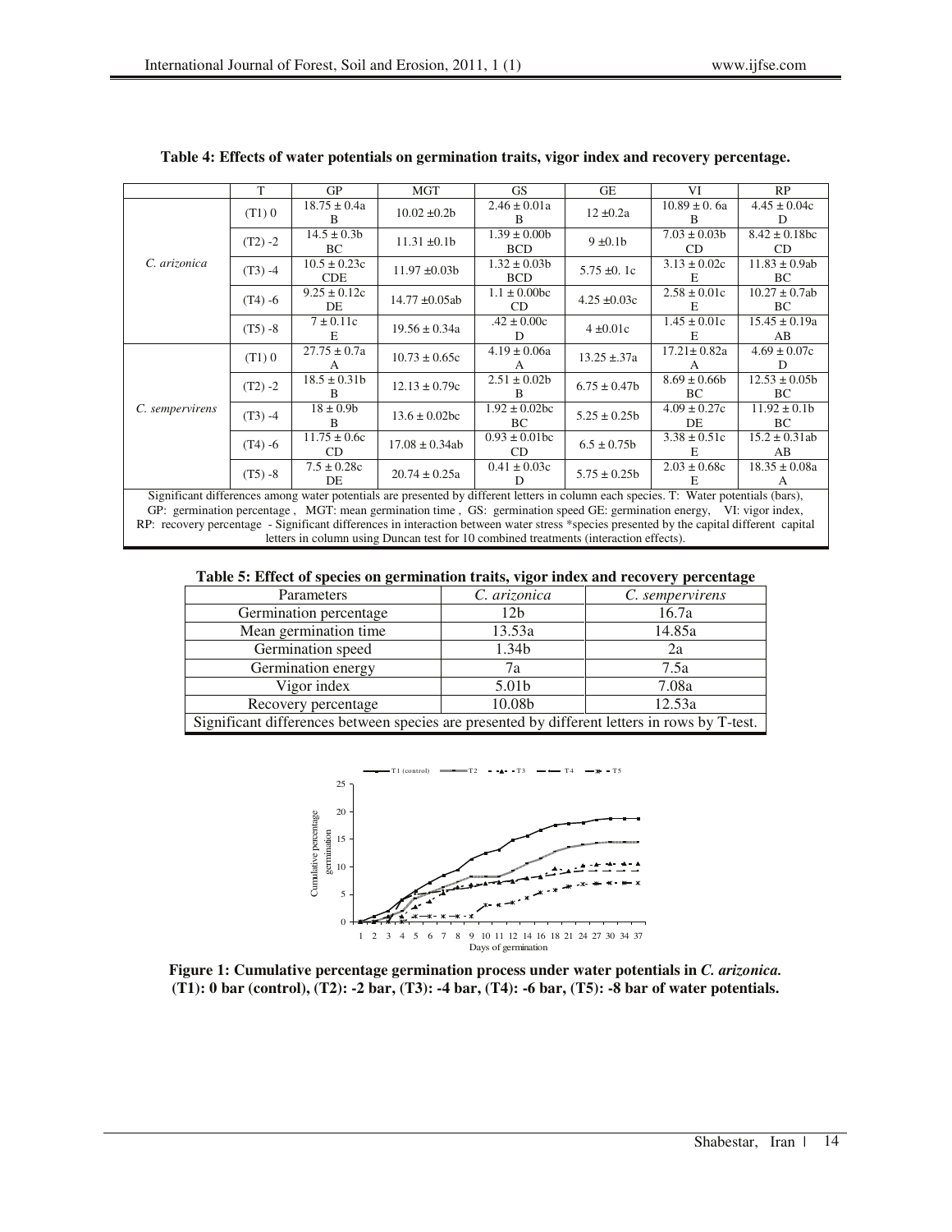**Table 4: Effects of water potentials on germination traits, vigor index and recovery percentage.**

| | T | GP | MGT | GS | GE | VI | RP |
|---|---|---|---|---|---|---|---|
| *C. arizonica* | (T1) 0 | 18.75 ± 0.4a B | 10.02 ±0.2b | 2.46 ± 0.01a B | 12 ±0.2a | 10.89 ± 0. 6a B | 4.45 ± 0.04c D |
| | (T2) -2 | 14.5 ± 0.3b BC | 11.31 ±0.1b | 1.39 ± 0.00b BCD | 9 ±0.1b | 7.03 ± 0.03b CD | 8.42 ± 0.18bc CD |
| | (T3) -4 | 10.5 ± 0.23c CDE | 11.97 ±0.03b | 1.32 ± 0.03b BCD | 5.75 ±0. 1c | 3.13 ± 0.02c E | 11.83 ± 0.9ab BC |
| | (T4) -6 | 9.25 ± 0.12c DE | 14.77 ±0.05ab | 1.1 ± 0.00bc CD | 4.25 ±0.03c | 2.58 ± 0.01c E | 10.27 ± 0.7ab BC |
| | (T5) -8 | 7 ± 0.11c E | 19.56 ± 0.34a | .42 ± 0.00c D | 4 ±0.01c | 1.45 ± 0.01c E | 15.45 ± 0.19a AB |
| *C. sempervirens* | (T1) 0 | 27.75 ± 0.7a A | 10.73 ± 0.65c | 4.19 ± 0.06a A | 13.25 ±.37a | 17.21± 0.82a A | 4.69 ± 0.07c D |
| | (T2) -2 | 18.5 ± 0.31b B | 12.13 ± 0.79c | 2.51 ± 0.02b B | 6.75 ± 0.47b | 8.69 ± 0.66b BC | 12.53 ± 0.05b BC |
| | (T3) -4 | 18 ± 0.9b B | 13.6 ± 0.02bc | 1.92 ± 0.02bc BC | 5.25 ± 0.25b | 4.09 ± 0.27c DE | 11.92 ± 0.1b BC |
| | (T4) -6 | 11.75 ± 0.6c CD | 17.08 ± 0.34ab | 0.93 ± 0.01bc CD | 6.5 ± 0.75b | 3.38 ± 0.51c E | 15.2 ± 0.31ab AB |
| | (T5) -8 | 7.5 ± 0.28c DE | 20.74 ± 0.25a | 0.41 ± 0.03c D | 5.75 ± 0.25b | 2.03 ± 0.68c E | 18.35 ± 0.08a A |

Significant differences among water potentials are presented by different letters in column each species. T: Water potentials (bars), GP: germination percentage, MGT: mean germination time, GS: germination speed GE: germination energy, VI: vigor index, RP: recovery percentage - Significant differences in interaction between water stress *species presented by the capital different capital letters in column using Duncan test for 10 combined treatments (interaction effects).

**Table 5: Effect of species on germination traits, vigor index and recovery percentage**

| Parameters | *C. arizonica* | *C. sempervirens* |
|---|---|---|
| Germination percentage | 12b | 16.7a |
| Mean germination time | 13.53a | 14.85a |
| Germination speed | 1.34b | 2a |
| Germination energy | 7a | 7.5a |
| Vigor index | 5.01b | 7.08a |
| Recovery percentage | 10.08b | 12.53a |

Significant differences between species are presented by different letters in rows by T-test.

**Figure 1: Cumulative percentage germination process under water potentials in *C. arizonica.* (T1): 0 bar (control), (T2): -2 bar, (T3): -4 bar, (T4): -6 bar, (T5): -8 bar of water potentials.**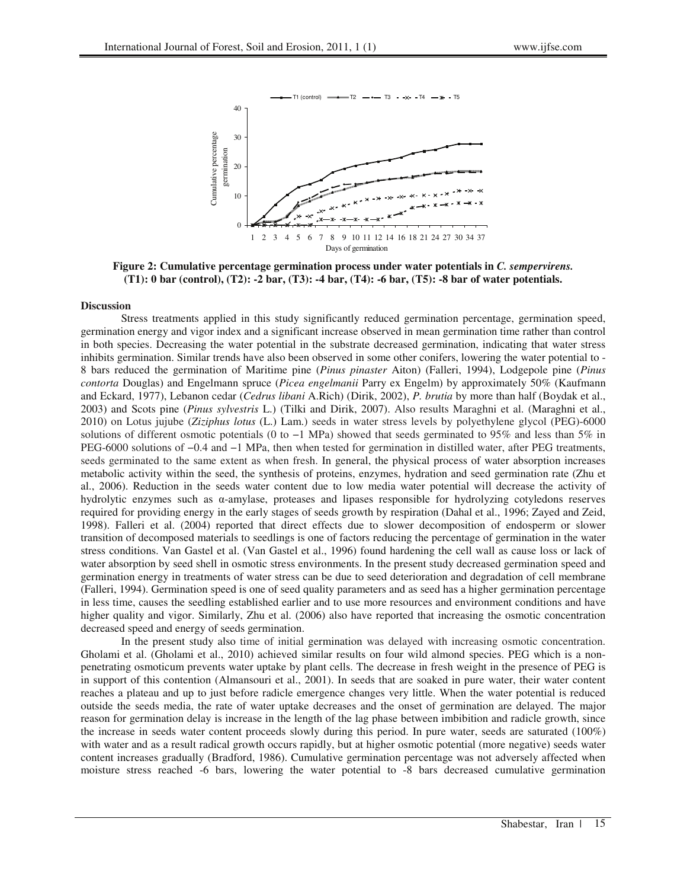**Figure 2: Cumulative percentage germination process under water potentials in *C. sempervirens*. (T1): 0 bar (control), (T2): -2 bar, (T3): -4 bar, (T4): -6 bar, (T5): -8 bar of water potentials.**

**Discussion**

Stress treatments applied in this study significantly reduced germination percentage, germination speed, germination energy and vigor index and a significant increase observed in mean germination time rather than control in both species. Decreasing the water potential in the substrate decreased germination, indicating that water stress inhibits germination. Similar trends have also been observed in some other conifers, lowering the water potential to -8 bars reduced the germination of Maritime pine (*Pinus pinaster* Aiton) (Falleri, 1994), Lodgepole pine (*Pinus contorta* Douglas) and Engelmann spruce (*Picea engelmanii* Parry ex Engelm) by approximately 50% (Kaufmann and Eckard, 1977), Lebanon cedar (*Cedrus libani* A.Rich) (Dirik, 2002), *P. brutia* by more than half (Boydak et al., 2003) and Scots pine (*Pinus sylvestris* L.) (Tilki and Dirik, 2007). Also results Maraghni et al. (Maraghni et al., 2010) on Lotus jujube (*Ziziphus lotus* (L.) Lam.) seeds in water stress levels by polyethylene glycol (PEG)-6000 solutions of different osmotic potentials (0 to −1 MPa) showed that seeds germinated to 95% and less than 5% in PEG-6000 solutions of −0.4 and −1 MPa, then when tested for germination in distilled water, after PEG treatments, seeds germinated to the same extent as when fresh. In general, the physical process of water absorption increases metabolic activity within the seed, the synthesis of proteins, enzymes, hydration and seed germination rate (Zhu et al., 2006). Reduction in the seeds water content due to low media water potential will decrease the activity of hydrolytic enzymes such as α-amylase, proteases and lipases responsible for hydrolyzing cotyledons reserves required for providing energy in the early stages of seeds growth by respiration (Dahal et al., 1996; Zayed and Zeid, 1998). Falleri et al. (2004) reported that direct effects due to slower decomposition of endosperm or slower transition of decomposed materials to seedlings is one of factors reducing the percentage of germination in the water stress conditions. Van Gastel et al. (Van Gastel et al., 1996) found hardening the cell wall as cause loss or lack of water absorption by seed shell in osmotic stress environments. In the present study decreased germination speed and germination energy in treatments of water stress can be due to seed deterioration and degradation of cell membrane (Falleri, 1994). Germination speed is one of seed quality parameters and as seed has a higher germination percentage in less time, causes the seedling established earlier and to use more resources and environment conditions and have higher quality and vigor. Similarly, Zhu et al. (2006) also have reported that increasing the osmotic concentration decreased speed and energy of seeds germination.

In the present study also time of initial germination was delayed with increasing osmotic concentration. Gholami et al. (Gholami et al., 2010) achieved similar results on four wild almond species. PEG which is a non-penetrating osmoticum prevents water uptake by plant cells. The decrease in fresh weight in the presence of PEG is in support of this contention (Almansouri et al., 2001). In seeds that are soaked in pure water, their water content reaches a plateau and up to just before radicle emergence changes very little. When the water potential is reduced outside the seeds media, the rate of water uptake decreases and the onset of germination are delayed. The major reason for germination delay is increase in the length of the lag phase between imbibition and radicle growth, since the increase in seeds water content proceeds slowly during this period. In pure water, seeds are saturated (100%) with water and as a result radical growth occurs rapidly, but at higher osmotic potential (more negative) seeds water content increases gradually (Bradford, 1986). Cumulative germination percentage was not adversely affected when moisture stress reached -6 bars, lowering the water potential to -8 bars decreased cumulative germination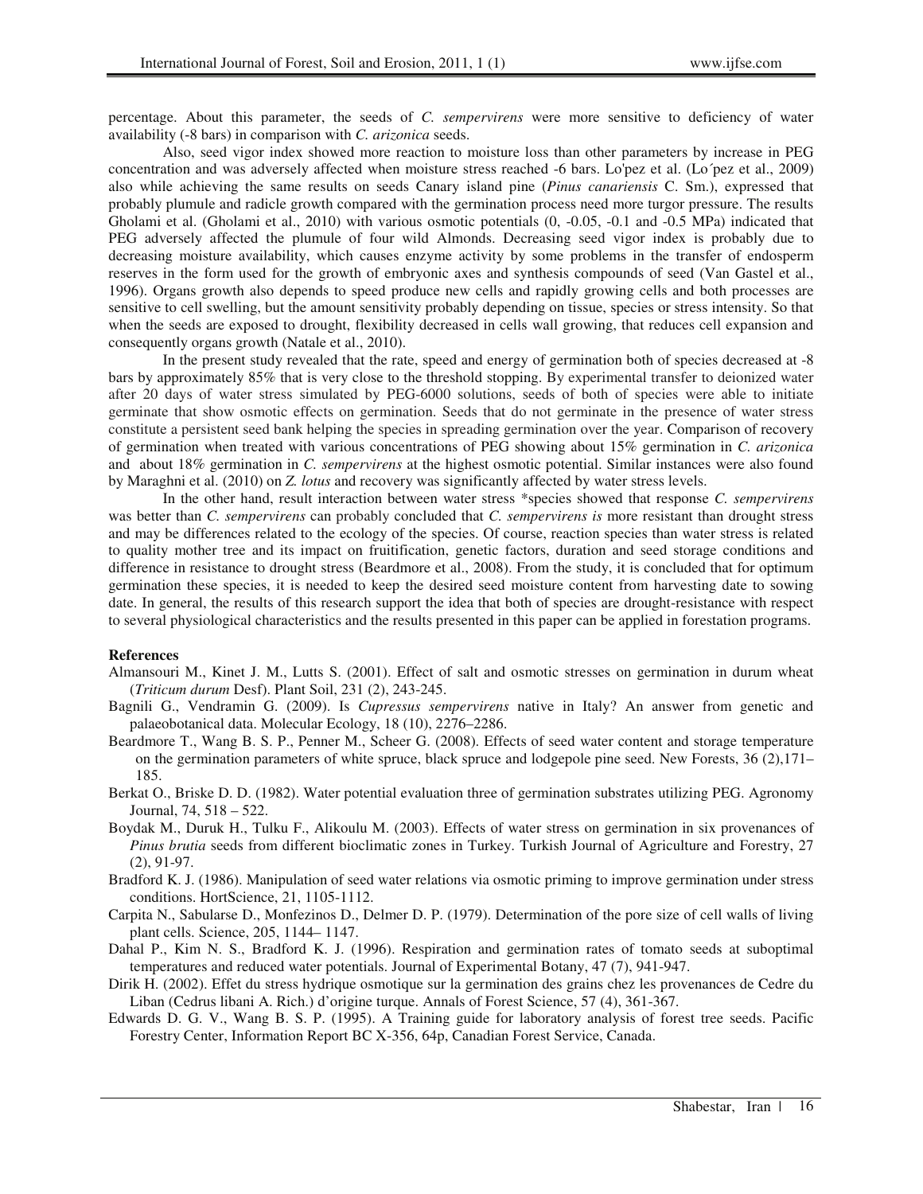percentage. About this parameter, the seeds of *C. sempervirens* were more sensitive to deficiency of water availability (-8 bars) in comparison with *C. arizonica* seeds.

Also, seed vigor index showed more reaction to moisture loss than other parameters by increase in PEG concentration and was adversely affected when moisture stress reached -6 bars. Lo'pez et al. (Lo´pez et al., 2009) also while achieving the same results on seeds Canary island pine (*Pinus canariensis* C. Sm.), expressed that probably plumule and radicle growth compared with the germination process need more turgor pressure. The results Gholami et al. (Gholami et al., 2010) with various osmotic potentials (0, -0.05, -0.1 and -0.5 MPa) indicated that PEG adversely affected the plumule of four wild Almonds. Decreasing seed vigor index is probably due to decreasing moisture availability, which causes enzyme activity by some problems in the transfer of endosperm reserves in the form used for the growth of embryonic axes and synthesis compounds of seed (Van Gastel et al., 1996). Organs growth also depends to speed produce new cells and rapidly growing cells and both processes are sensitive to cell swelling, but the amount sensitivity probably depending on tissue, species or stress intensity. So that when the seeds are exposed to drought, flexibility decreased in cells wall growing, that reduces cell expansion and consequently organs growth (Natale et al., 2010).

In the present study revealed that the rate, speed and energy of germination both of species decreased at -8 bars by approximately 85% that is very close to the threshold stopping. By experimental transfer to deionized water after 20 days of water stress simulated by PEG-6000 solutions, seeds of both of species were able to initiate germinate that show osmotic effects on germination. Seeds that do not germinate in the presence of water stress constitute a persistent seed bank helping the species in spreading germination over the year. Comparison of recovery of germination when treated with various concentrations of PEG showing about 15% germination in *C. arizonica* and about 18% germination in *C. sempervirens* at the highest osmotic potential. Similar instances were also found by Maraghni et al. (2010) on *Z. lotus* and recovery was significantly affected by water stress levels.

In the other hand, result interaction between water stress *species showed that response *C. sempervirens* was better than *C. sempervirens* can probably concluded that *C. sempervirens is* more resistant than drought stress and may be differences related to the ecology of the species. Of course, reaction species than water stress is related to quality mother tree and its impact on fruitification, genetic factors, duration and seed storage conditions and difference in resistance to drought stress (Beardmore et al., 2008). From the study, it is concluded that for optimum germination these species, it is needed to keep the desired seed moisture content from harvesting date to sowing date. In general, the results of this research support the idea that both of species are drought-resistance with respect to several physiological characteristics and the results presented in this paper can be applied in forestation programs.

**References**

Almansouri M., Kinet J. M., Lutts S. (2001). Effect of salt and osmotic stresses on germination in durum wheat (*Triticum durum* Desf). Plant Soil, 231 (2), 243-245.

Bagnili G., Vendramin G. (2009). Is *Cupressus sempervirens* native in Italy? An answer from genetic and palaeobotanical data. Molecular Ecology, 18 (10), 2276–2286.

Beardmore T., Wang B. S. P., Penner M., Scheer G. (2008). Effects of seed water content and storage temperature on the germination parameters of white spruce, black spruce and lodgepole pine seed. New Forests, 36 (2),171–185.

Berkat O., Briske D. D. (1982). Water potential evaluation three of germination substrates utilizing PEG. Agronomy Journal, 74, 518 – 522.

Boydak M., Duruk H., Tulku F., Alikoulu M. (2003). Effects of water stress on germination in six provenances of *Pinus brutia* seeds from different bioclimatic zones in Turkey. Turkish Journal of Agriculture and Forestry, 27 (2), 91-97.

Bradford K. J. (1986). Manipulation of seed water relations via osmotic priming to improve germination under stress conditions. HortScience, 21, 1105-1112.

Carpita N., Sabularse D., Monfezinos D., Delmer D. P. (1979). Determination of the pore size of cell walls of living plant cells. Science, 205, 1144– 1147.

Dahal P., Kim N. S., Bradford K. J. (1996). Respiration and germination rates of tomato seeds at suboptimal temperatures and reduced water potentials. Journal of Experimental Botany, 47 (7), 941-947.

Dirik H. (2002). Effet du stress hydrique osmotique sur la germination des grains chez les provenances de Cedre du Liban (Cedrus libani A. Rich.) d'origine turque. Annals of Forest Science, 57 (4), 361-367.

Edwards D. G. V., Wang B. S. P. (1995). A Training guide for laboratory analysis of forest tree seeds. Pacific Forestry Center, Information Report BC X-356, 64p, Canadian Forest Service, Canada.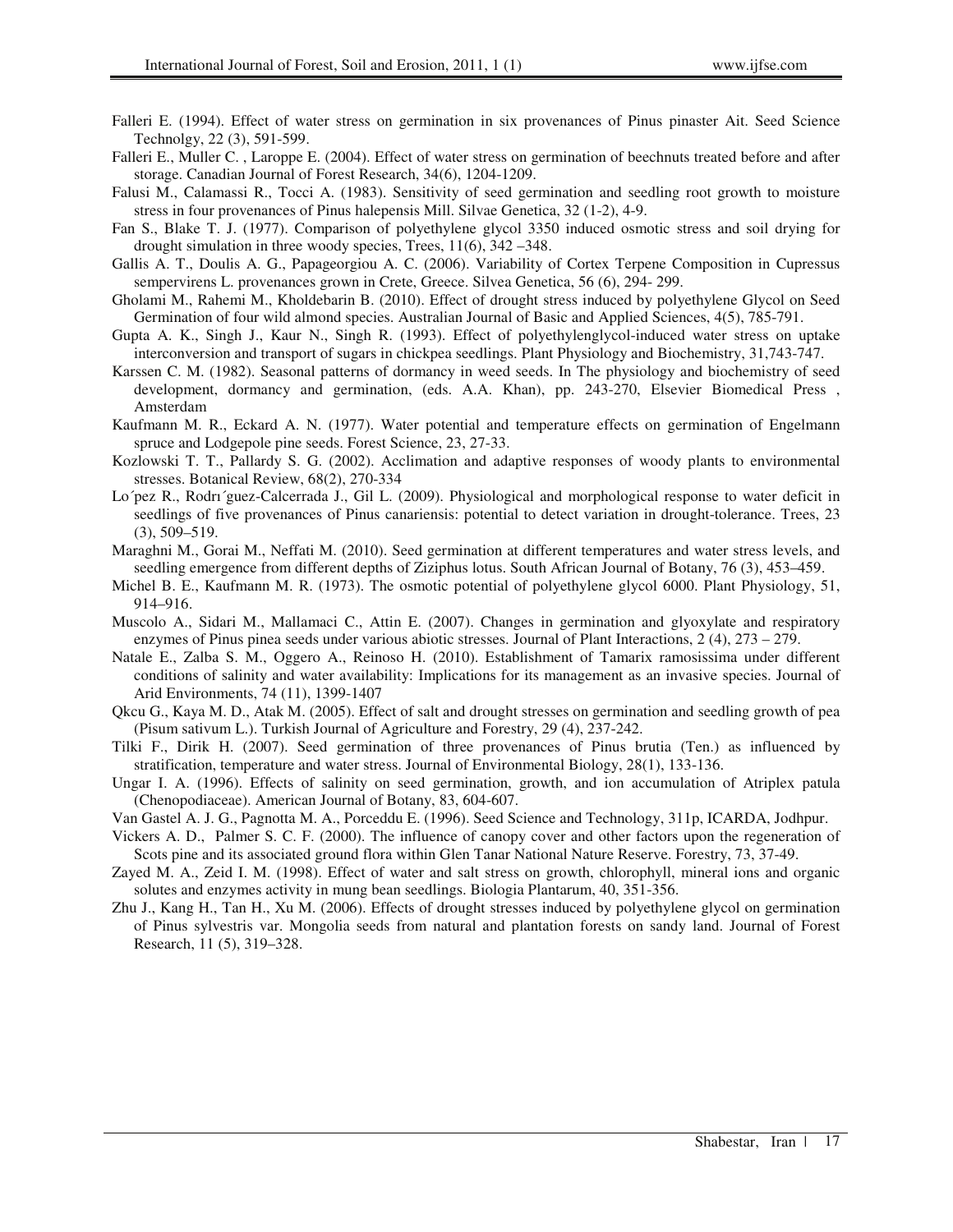Falleri E. (1994). Effect of water stress on germination in six provenances of Pinus pinaster Ait. Seed Science Technolgy, 22 (3), 591-599.

Falleri E., Muller C. , Laroppe E. (2004). Effect of water stress on germination of beechnuts treated before and after storage. Canadian Journal of Forest Research, 34(6), 1204-1209.

Falusi M., Calamassi R., Tocci A. (1983). Sensitivity of seed germination and seedling root growth to moisture stress in four provenances of Pinus halepensis Mill. Silvae Genetica, 32 (1-2), 4-9.

Fan S., Blake T. J. (1977). Comparison of polyethylene glycol 3350 induced osmotic stress and soil drying for drought simulation in three woody species, Trees, 11(6), 342 –348.

Gallis A. T., Doulis A. G., Papageorgiou A. C. (2006). Variability of Cortex Terpene Composition in Cupressus sempervirens L. provenances grown in Crete, Greece. Silvea Genetica, 56 (6), 294- 299.

Gholami M., Rahemi M., Kholdebarin B. (2010). Effect of drought stress induced by polyethylene Glycol on Seed Germination of four wild almond species. Australian Journal of Basic and Applied Sciences, 4(5), 785-791.

Gupta A. K., Singh J., Kaur N., Singh R. (1993). Effect of polyethylenglycol-induced water stress on uptake interconversion and transport of sugars in chickpea seedlings. Plant Physiology and Biochemistry, 31,743-747.

Karssen C. M. (1982). Seasonal patterns of dormancy in weed seeds. In The physiology and biochemistry of seed development, dormancy and germination, (eds. A.A. Khan), pp. 243-270, Elsevier Biomedical Press , Amsterdam

Kaufmann M. R., Eckard A. N. (1977). Water potential and temperature effects on germination of Engelmann spruce and Lodgepole pine seeds. Forest Science, 23, 27-33.

Kozlowski T. T., Pallardy S. G. (2002). Acclimation and adaptive responses of woody plants to environmental stresses. Botanical Review, 68(2), 270-334

Lo´pez R., Rodrı´guez-Calcerrada J., Gil L. (2009). Physiological and morphological response to water deficit in seedlings of five provenances of Pinus canariensis: potential to detect variation in drought-tolerance. Trees, 23 (3), 509–519.

Maraghni M., Gorai M., Neffati M. (2010). Seed germination at different temperatures and water stress levels, and seedling emergence from different depths of Ziziphus lotus. South African Journal of Botany, 76 (3), 453–459.

Michel B. E., Kaufmann M. R. (1973). The osmotic potential of polyethylene glycol 6000. Plant Physiology, 51, 914–916.

Muscolo A., Sidari M., Mallamaci C., Attin E. (2007). Changes in germination and glyoxylate and respiratory enzymes of Pinus pinea seeds under various abiotic stresses. Journal of Plant Interactions, 2 (4), 273 – 279.

Natale E., Zalba S. M., Oggero A., Reinoso H. (2010). Establishment of Tamarix ramosissima under different conditions of salinity and water availability: Implications for its management as an invasive species. Journal of Arid Environments, 74 (11), 1399-1407

Qkcu G., Kaya M. D., Atak M. (2005). Effect of salt and drought stresses on germination and seedling growth of pea (Pisum sativum L.). Turkish Journal of Agriculture and Forestry, 29 (4), 237-242.

Tilki F., Dirik H. (2007). Seed germination of three provenances of Pinus brutia (Ten.) as influenced by stratification, temperature and water stress. Journal of Environmental Biology, 28(1), 133-136.

Ungar I. A. (1996). Effects of salinity on seed germination, growth, and ion accumulation of Atriplex patula (Chenopodiaceae). American Journal of Botany, 83, 604-607.

Van Gastel A. J. G., Pagnotta M. A., Porceddu E. (1996). Seed Science and Technology, 311p, ICARDA, Jodhpur.

Vickers A. D., Palmer S. C. F. (2000). The influence of canopy cover and other factors upon the regeneration of Scots pine and its associated ground flora within Glen Tanar National Nature Reserve. Forestry, 73, 37-49.

Zayed M. A., Zeid I. M. (1998). Effect of water and salt stress on growth, chlorophyll, mineral ions and organic solutes and enzymes activity in mung bean seedlings. Biologia Plantarum, 40, 351-356.

Zhu J., Kang H., Tan H., Xu M. (2006). Effects of drought stresses induced by polyethylene glycol on germination of Pinus sylvestris var. Mongolia seeds from natural and plantation forests on sandy land. Journal of Forest Research, 11 (5), 319–328.